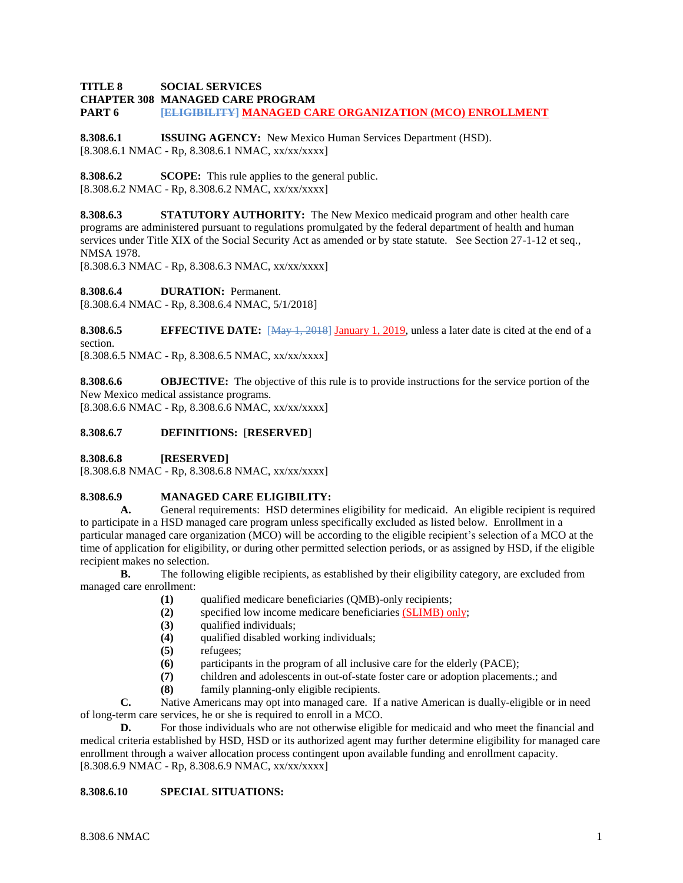**TITLE 8 SOCIAL SERVICES**
**CHAPTER 308 MANAGED CARE PROGRAM**
**PART 6 [ELIGIBILITY] MANAGED CARE ORGANIZATION (MCO) ENROLLMENT**

**8.308.6.1 ISSUING AGENCY:** New Mexico Human Services Department (HSD).
[8.308.6.1 NMAC - Rp, 8.308.6.1 NMAC, xx/xx/xxxx]

**8.308.6.2 SCOPE:** This rule applies to the general public.
[8.308.6.2 NMAC - Rp, 8.308.6.2 NMAC, xx/xx/xxxx]

**8.308.6.3 STATUTORY AUTHORITY:** The New Mexico medicaid program and other health care programs are administered pursuant to regulations promulgated by the federal department of health and human services under Title XIX of the Social Security Act as amended or by state statute. See Section 27-1-12 et seq., NMSA 1978.
[8.308.6.3 NMAC - Rp, 8.308.6.3 NMAC, xx/xx/xxxx]

**8.308.6.4 DURATION:** Permanent.
[8.308.6.4 NMAC - Rp, 8.308.6.4 NMAC, 5/1/2018]

**8.308.6.5 EFFECTIVE DATE:** [May 1, 2018] January 1, 2019, unless a later date is cited at the end of a section.
[8.308.6.5 NMAC - Rp, 8.308.6.5 NMAC, xx/xx/xxxx]

**8.308.6.6 OBJECTIVE:** The objective of this rule is to provide instructions for the service portion of the New Mexico medical assistance programs.
[8.308.6.6 NMAC - Rp, 8.308.6.6 NMAC, xx/xx/xxxx]

**8.308.6.7 DEFINITIONS:** [**RESERVED**]

**8.308.6.8 [RESERVED]**
[8.308.6.8 NMAC - Rp, 8.308.6.8 NMAC, xx/xx/xxxx]

**8.308.6.9 MANAGED CARE ELIGIBILITY:**

**A.** General requirements: HSD determines eligibility for medicaid. An eligible recipient is required to participate in a HSD managed care program unless specifically excluded as listed below. Enrollment in a particular managed care organization (MCO) will be according to the eligible recipient's selection of a MCO at the time of application for eligibility, or during other permitted selection periods, or as assigned by HSD, if the eligible recipient makes no selection.

**B.** The following eligible recipients, as established by their eligibility category, are excluded from managed care enrollment:

**(1)** qualified medicare beneficiaries (QMB)-only recipients;
**(2)** specified low income medicare beneficiaries (SLIMB) only;
**(3)** qualified individuals;
**(4)** qualified disabled working individuals;
**(5)** refugees;
**(6)** participants in the program of all inclusive care for the elderly (PACE);
**(7)** children and adolescents in out-of-state foster care or adoption placements.; and
**(8)** family planning-only eligible recipients.

**C.** Native Americans may opt into managed care. If a native American is dually-eligible or in need of long-term care services, he or she is required to enroll in a MCO.

**D.** For those individuals who are not otherwise eligible for medicaid and who meet the financial and medical criteria established by HSD, HSD or its authorized agent may further determine eligibility for managed care enrollment through a waiver allocation process contingent upon available funding and enrollment capacity.
[8.308.6.9 NMAC - Rp, 8.308.6.9 NMAC, xx/xx/xxxx]

**8.308.6.10 SPECIAL SITUATIONS:**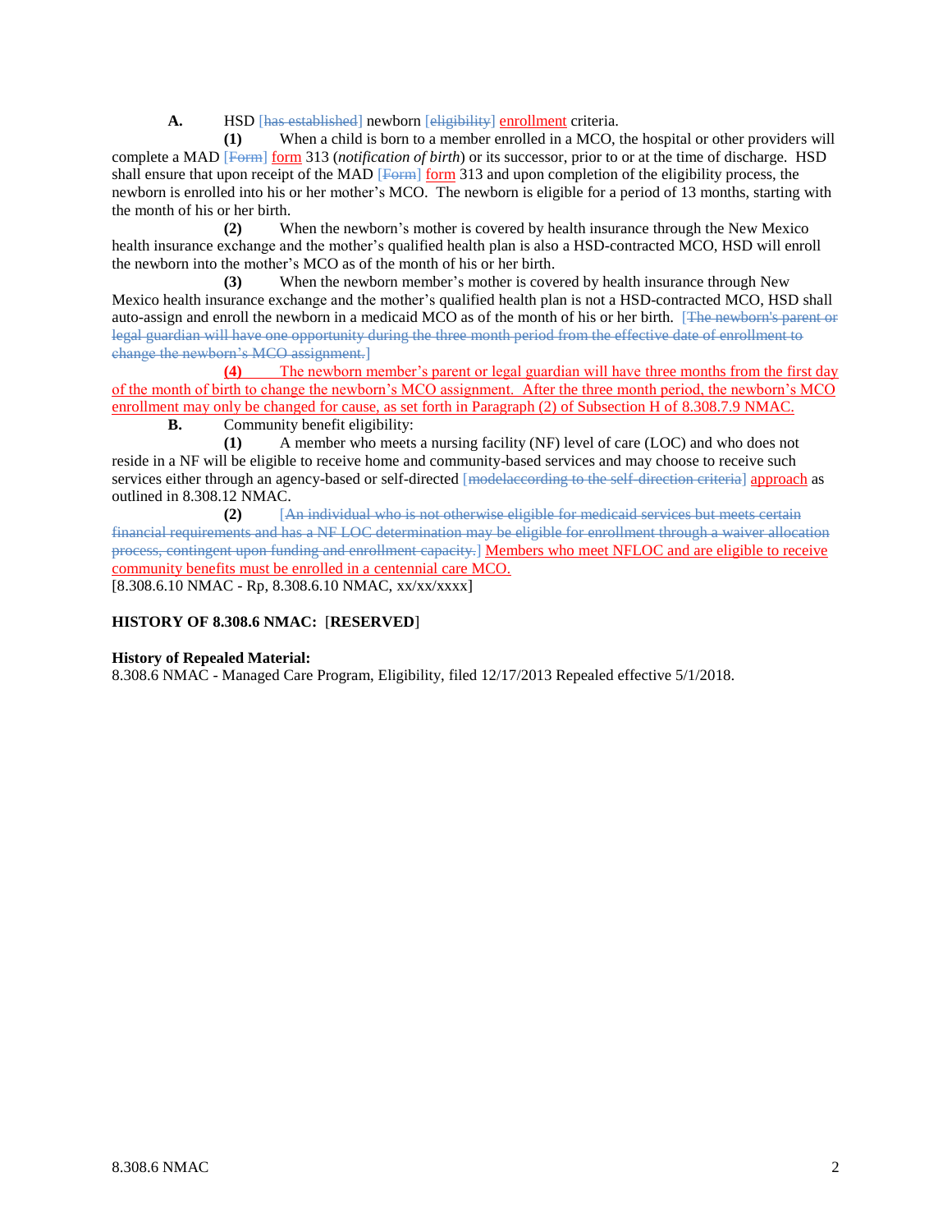**A.** HSD [has established] newborn [eligibility] enrollment criteria.

**(1)** When a child is born to a member enrolled in a MCO, the hospital or other providers will complete a MAD [Form] form 313 (*notification of birth*) or its successor, prior to or at the time of discharge. HSD shall ensure that upon receipt of the MAD [Form] form 313 and upon completion of the eligibility process, the newborn is enrolled into his or her mother's MCO. The newborn is eligible for a period of 13 months, starting with the month of his or her birth.

**(2)** When the newborn's mother is covered by health insurance through the New Mexico health insurance exchange and the mother's qualified health plan is also a HSD-contracted MCO, HSD will enroll the newborn into the mother's MCO as of the month of his or her birth.

**(3)** When the newborn member's mother is covered by health insurance through New Mexico health insurance exchange and the mother's qualified health plan is not a HSD-contracted MCO, HSD shall auto-assign and enroll the newborn in a medicaid MCO as of the month of his or her birth. [The newborn's parent or legal guardian will have one opportunity during the three month period from the effective date of enrollment to change the newborn's MCO assignment.]

**(4)** The newborn member's parent or legal guardian will have three months from the first day of the month of birth to change the newborn's MCO assignment. After the three month period, the newborn's MCO enrollment may only be changed for cause, as set forth in Paragraph (2) of Subsection H of 8.308.7.9 NMAC.

**B.** Community benefit eligibility:

**(1)** A member who meets a nursing facility (NF) level of care (LOC) and who does not reside in a NF will be eligible to receive home and community-based services and may choose to receive such services either through an agency-based or self-directed [modelaccording to the self-direction criteria] approach as outlined in 8.308.12 NMAC.

**(2)** [An individual who is not otherwise eligible for medicaid services but meets certain financial requirements and has a NF LOC determination may be eligible for enrollment through a waiver allocation process, contingent upon funding and enrollment capacity.] Members who meet NFLOC and are eligible to receive community benefits must be enrolled in a centennial care MCO.

[8.308.6.10 NMAC - Rp, 8.308.6.10 NMAC, xx/xx/xxxx]

**HISTORY OF 8.308.6 NMAC:** [**RESERVED**]

**History of Repealed Material:**
8.308.6 NMAC - Managed Care Program, Eligibility, filed 12/17/2013 Repealed effective 5/1/2018.